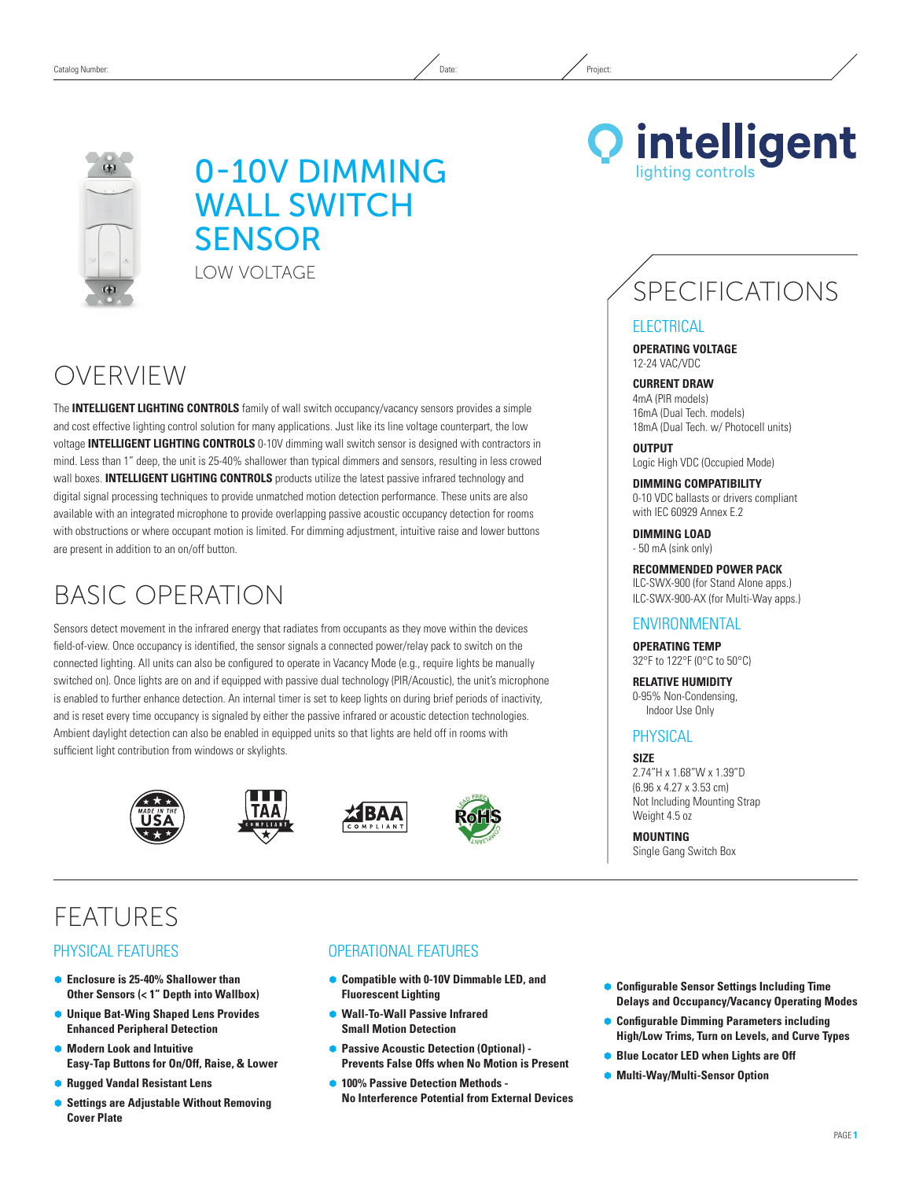Catalog Number: Date: Project:

# 0-10V DIMMING WALL SWITCH SENSOR

LOW VOLTAGE

intelligent lighting controls

## OVERVIEW

The **INTELLIGENT LIGHTING CONTROLS** family of wall switch occupancy/vacancy sensors provides a simple and cost effective lighting control solution for many applications. Just like its line voltage counterpart, the low voltage **INTELLIGENT LIGHTING CONTROLS** 0-10V dimming wall switch sensor is designed with contractors in mind. Less than 1" deep, the unit is 25-40% shallower than typical dimmers and sensors, resulting in less crowed wall boxes. **INTELLIGENT LIGHTING CONTROLS** products utilize the latest passive infrared technology and digital signal processing techniques to provide unmatched motion detection performance. These units are also available with an integrated microphone to provide overlapping passive acoustic occupancy detection for rooms with obstructions or where occupant motion is limited. For dimming adjustment, intuitive raise and lower buttons are present in addition to an on/off button.

## BASIC OPERATION

Sensors detect movement in the infrared energy that radiates from occupants as they move within the devices field-of-view. Once occupancy is identified, the sensor signals a connected power/relay pack to switch on the connected lighting. All units can also be configured to operate in Vacancy Mode (e.g., require lights be manually switched on). Once lights are on and if equipped with passive dual technology (PIR/Acoustic), the unit's microphone is enabled to further enhance detection. An internal timer is set to keep lights on during brief periods of inactivity, and is reset every time occupancy is signaled by either the passive infrared or acoustic detection technologies. Ambient daylight detection can also be enabled in equipped units so that lights are held off in rooms with sufficient light contribution from windows or skylights.

MADE IN THE USA · TAA COMPLIANT · BAA COMPLIANT · LEAD FREE RoHS COMPLIANT

## SPECIFICATIONS

### ELECTRICAL

**OPERATING VOLTAGE**
12-24 VAC/VDC

**CURRENT DRAW**
4mA (PIR models)
16mA (Dual Tech. models)
18mA (Dual Tech. w/ Photocell units)

**OUTPUT**
Logic High VDC (Occupied Mode)

**DIMMING COMPATIBILITY**
0-10 VDC ballasts or drivers compliant with IEC 60929 Annex E.2

**DIMMING LOAD**
- 50 mA (sink only)

**RECOMMENDED POWER PACK**
ILC-SWX-900 (for Stand Alone apps.)
ILC-SWX-900-AX (for Multi-Way apps.)

### ENVIRONMENTAL

**OPERATING TEMP**
32°F to 122°F (0°C to 50°C)

**RELATIVE HUMIDITY**
0-95% Non-Condensing, Indoor Use Only

### PHYSICAL

**SIZE**
2.74"H x 1.68"W x 1.39"D
(6.96 x 4.27 x 3.53 cm)
Not Including Mounting Strap
Weight 4.5 oz

**MOUNTING**
Single Gang Switch Box

## FEATURES

### PHYSICAL FEATURES

- **Enclosure is 25-40% Shallower than Other Sensors (< 1" Depth into Wallbox)**
- **Unique Bat-Wing Shaped Lens Provides Enhanced Peripheral Detection**
- **Modern Look and Intuitive Easy-Tap Buttons for On/Off, Raise, & Lower**
- **Rugged Vandal Resistant Lens**
- **Settings are Adjustable Without Removing Cover Plate**

### OPERATIONAL FEATURES

- **Compatible with 0-10V Dimmable LED, and Fluorescent Lighting**
- **Wall-To-Wall Passive Infrared Small Motion Detection**
- **Passive Acoustic Detection (Optional) - Prevents False Offs when No Motion is Present**
- **100% Passive Detection Methods - No Interference Potential from External Devices**
- **Configurable Sensor Settings Including Time Delays and Occupancy/Vacancy Operating Modes**
- **Configurable Dimming Parameters including High/Low Trims, Turn on Levels, and Curve Types**
- **Blue Locator LED when Lights are Off**
- **Multi-Way/Multi-Sensor Option**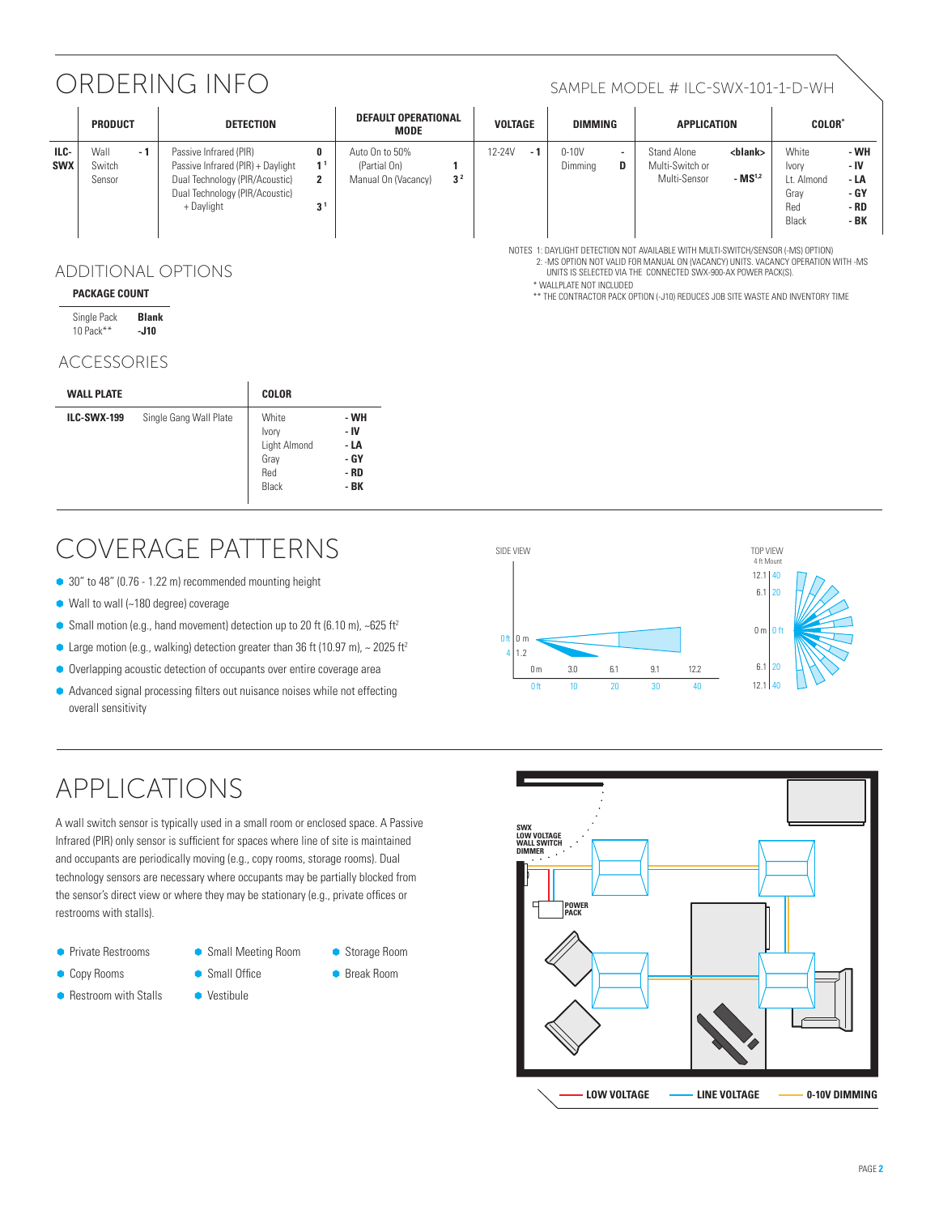# ORDERING INFO

SAMPLE MODEL # ILC-SWX-101-1-D-WH

| | PRODUCT | | DETECTION | | DEFAULT OPERATIONAL MODE | | VOLTAGE | | DIMMING | | APPLICATION | | COLOR* | |
|---|---|---|---|---|---|---|---|---|---|---|---|---|---|---|
| ILC-SWX | Wall Switch Sensor | -1 | Passive Infrared (PIR) | 0 | Auto On to 50% (Partial On) | 1 | 12-24V | -1 | 0-10V Dimming | - D | Stand Alone | <blank> | White | -WH |
| | | | Passive Infrared (PIR) + Daylight | 1 [1] | Manual On (Vacancy) | 3 [2] | | | | | Multi-Switch or Multi-Sensor | -MS [1,2] | Ivory | -IV |
| | | | Dual Technology (PIR/Acoustic) | 2 | | | | | | | | | Lt. Almond | -LA |
| | | | Dual Technology (PIR/Acoustic) + Daylight | 3 [1] | | | | | | | | | Gray | -GY |
| | | | | | | | | | | | | | Red | -RD |
| | | | | | | | | | | | | | Black | -BK |

NOTES 1: DAYLIGHT DETECTION NOT AVAILABLE WITH MULTI-SWITCH/SENSOR (-MS) OPTION)
2: -MS OPTION NOT VALID FOR MANUAL ON (VACANCY) UNITS. VACANCY OPERATION WITH -MS UNITS IS SELECTED VIA THE CONNECTED SWX-900-AX POWER PACK(S).
* WALLPLATE NOT INCLUDED
** THE CONTRACTOR PACK OPTION (-J10) REDUCES JOB SITE WASTE AND INVENTORY TIME

## ADDITIONAL OPTIONS

**PACKAGE COUNT**

| Single Pack | **Blank** |
|---|---|
| 10 Pack** | **-J10** |

## ACCESSORIES

| WALL PLATE | | COLOR | |
|---|---|---|---|
| **ILC-SWX-199** | Single Gang Wall Plate | White | **-WH** |
| | | Ivory | **-IV** |
| | | Light Almond | **-LA** |
| | | Gray | **-GY** |
| | | Red | **-RD** |
| | | Black | **-BK** |

# COVERAGE PATTERNS

- 30" to 48" (0.76 - 1.22 m) recommended mounting height
- Wall to wall (~180 degree) coverage
- Small motion (e.g., hand movement) detection up to 20 ft (6.10 m), ~625 ft²
- Large motion (e.g., walking) detection greater than 36 ft (10.97 m), ~ 2025 ft²
- Overlapping acoustic detection of occupants over entire coverage area
- Advanced signal processing filters out nuisance noises while not effecting overall sensitivity

# APPLICATIONS

A wall switch sensor is typically used in a small room or enclosed space. A Passive Infrared (PIR) only sensor is sufficient for spaces where line of site is maintained and occupants are periodically moving (e.g., copy rooms, storage rooms). Dual technology sensors are necessary where occupants may be partially blocked from the sensor's direct view or where they may be stationary (e.g., private offices or restrooms with stalls).

- Private Restrooms
- Copy Rooms
- Restroom with Stalls
- Small Meeting Room
- Small Office
- Vestibule
- Storage Room
- Break Room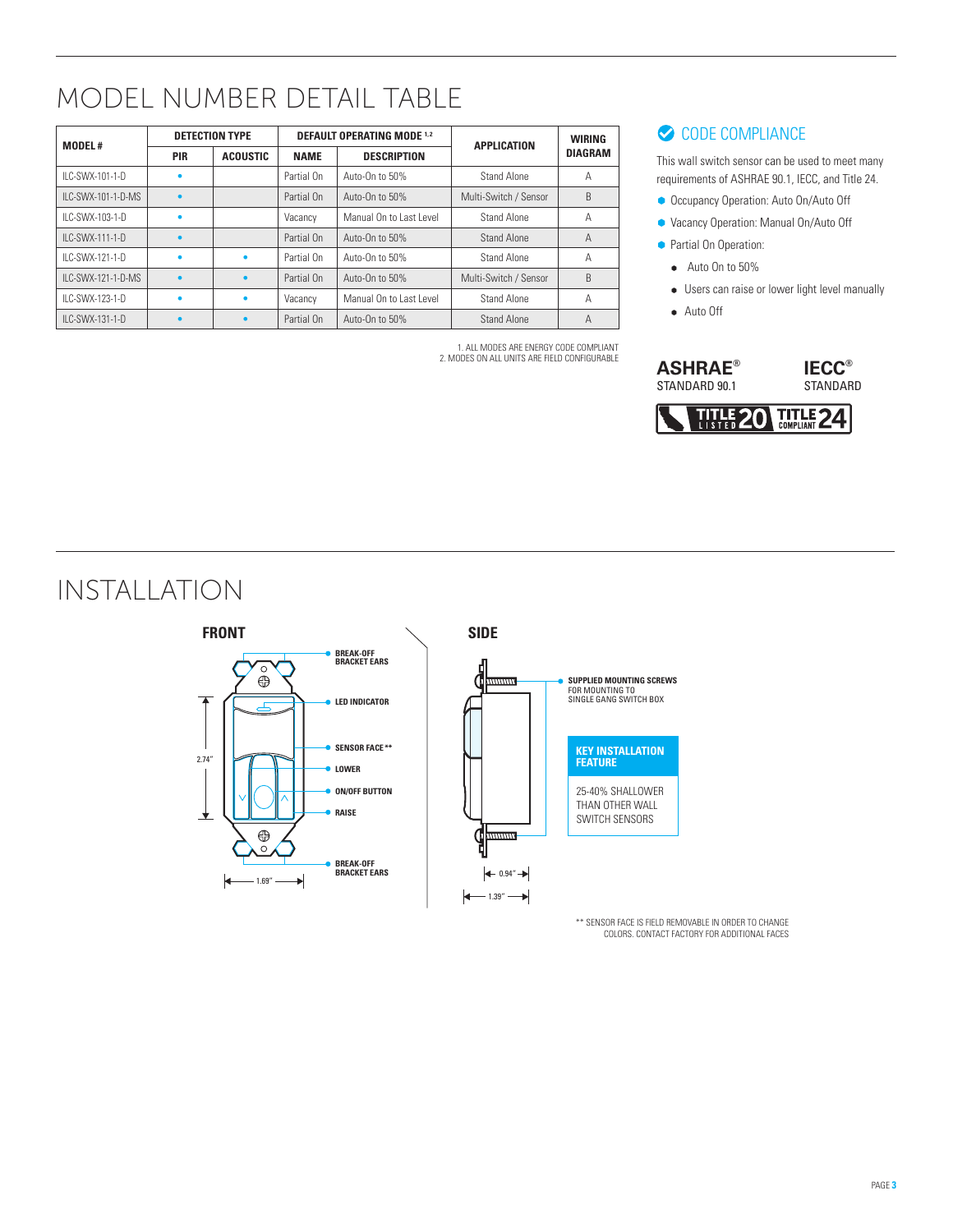# MODEL NUMBER DETAIL TABLE

| MODEL # | DETECTION TYPE | | DEFAULT OPERATING MODE [1,2] | | APPLICATION | WIRING DIAGRAM |
|---|---|---|---|---|---|---|
| | PIR | ACOUSTIC | NAME | DESCRIPTION | | |
| ILC-SWX-101-1-D | • | | Partial On | Auto-On to 50% | Stand Alone | A |
| ILC-SWX-101-1-D-MS | • | | Partial On | Auto-On to 50% | Multi-Switch / Sensor | B |
| ILC-SWX-103-1-D | • | | Vacancy | Manual On to Last Level | Stand Alone | A |
| ILC-SWX-111-1-D | • | | Partial On | Auto-On to 50% | Stand Alone | A |
| ILC-SWX-121-1-D | • | • | Partial On | Auto-On to 50% | Stand Alone | A |
| ILC-SWX-121-1-D-MS | • | • | Partial On | Auto-On to 50% | Multi-Switch / Sensor | B |
| ILC-SWX-123-1-D | • | • | Vacancy | Manual On to Last Level | Stand Alone | A |
| ILC-SWX-131-1-D | • | • | Partial On | Auto-On to 50% | Stand Alone | A |

1. ALL MODES ARE ENERGY CODE COMPLIANT
2. MODES ON ALL UNITS ARE FIELD CONFIGURABLE

## CODE COMPLIANCE

This wall switch sensor can be used to meet many requirements of ASHRAE 90.1, IECC, and Title 24.

- Occupancy Operation: Auto On/Auto Off
- Vacancy Operation: Manual On/Auto Off
- Partial On Operation:
  - Auto On to 50%
  - Users can raise or lower light level manually
  - Auto Off

ASHRAE® STANDARD 90.1

IECC® STANDARD

TITLE 20 LISTED — TITLE 24 COMPLIANT

# INSTALLATION

**FRONT**

- BREAK-OFF BRACKET EARS
- LED INDICATOR
- SENSOR FACE **
- LOWER
- ON/OFF BUTTON
- RAISE
- BREAK-OFF BRACKET EARS

2.74"

1.69"

**SIDE**

- SUPPLIED MOUNTING SCREWS FOR MOUNTING TO SINGLE GANG SWITCH BOX

0.94"

1.39"

**KEY INSTALLATION FEATURE**

25-40% SHALLOWER THAN OTHER WALL SWITCH SENSORS

** SENSOR FACE IS FIELD REMOVABLE IN ORDER TO CHANGE COLORS. CONTACT FACTORY FOR ADDITIONAL FACES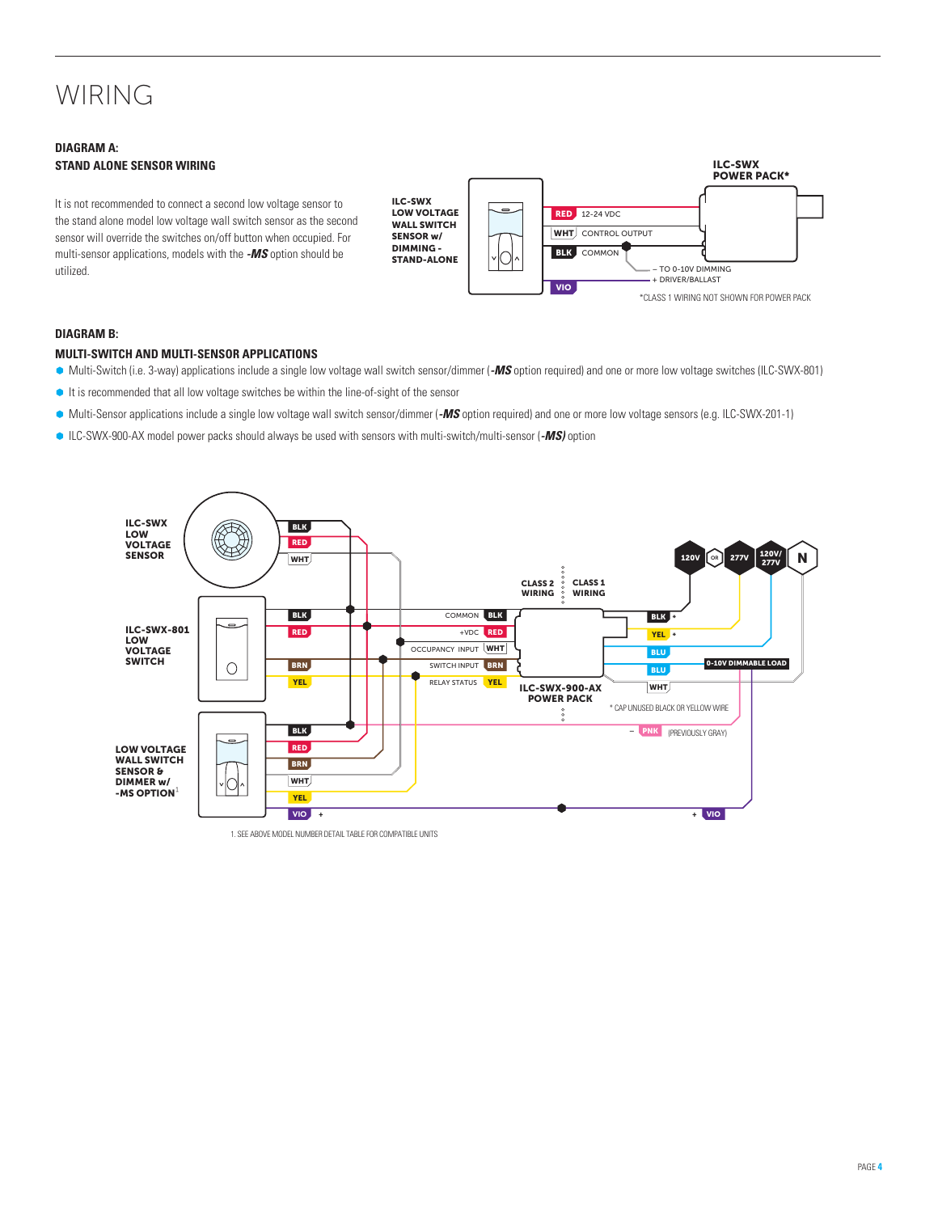# WIRING

### DIAGRAM A:
### STAND ALONE SENSOR WIRING

It is not recommended to connect a second low voltage sensor to the stand alone model low voltage wall switch sensor as the second sensor will override the switches on/off button when occupied. For multi-sensor applications, models with the ***-MS*** option should be utilized.

ILC-SWX LOW VOLTAGE WALL SWITCH SENSOR w/ DIMMING - STAND-ALONE

ILC-SWX POWER PACK*

RED 12-24 VDC

WHT CONTROL OUTPUT

BLK COMMON

VIO

– TO 0-10V DIMMING
+ DRIVER/BALLAST

*CLASS 1 WIRING NOT SHOWN FOR POWER PACK

### DIAGRAM B:
### MULTI-SWITCH AND MULTI-SENSOR APPLICATIONS

- Multi-Switch (i.e. 3-way) applications include a single low voltage wall switch sensor/dimmer (***-MS*** option required) and one or more low voltage switches (ILC-SWX-801)
- It is recommended that all low voltage switches be within the line-of-sight of the sensor
- Multi-Sensor applications include a single low voltage wall switch sensor/dimmer (***-MS*** option required) and one or more low voltage sensors (e.g. ILC-SWX-201-1)
- ILC-SWX-900-AX model power packs should always be used with sensors with multi-switch/multi-sensor (***-MS)*** option

ILC-SWX LOW VOLTAGE SENSOR: BLK, RED, WHT

ILC-SWX-801 LOW VOLTAGE SWITCH: BLK, RED, BRN, YEL

LOW VOLTAGE WALL SWITCH SENSOR & DIMMER w/ -MS OPTION[1]: BLK, RED, BRN, WHT, YEL, VIO +

CLASS 2 WIRING | CLASS 1 WIRING

ILC-SWX-900-AX POWER PACK: COMMON BLK, +VDC RED, OCCUPANCY INPUT WHT, SWITCH INPUT BRN, RELAY STATUS YEL

120V OR 277V, 120V/277V, N

BLK *, YEL *, BLU, BLU, WHT

0-10V DIMMABLE LOAD

* CAP UNUSED BLACK OR YELLOW WIRE

– PNK (PREVIOUSLY GRAY)

+ VIO

1. SEE ABOVE MODEL NUMBER DETAIL TABLE FOR COMPATIBLE UNITS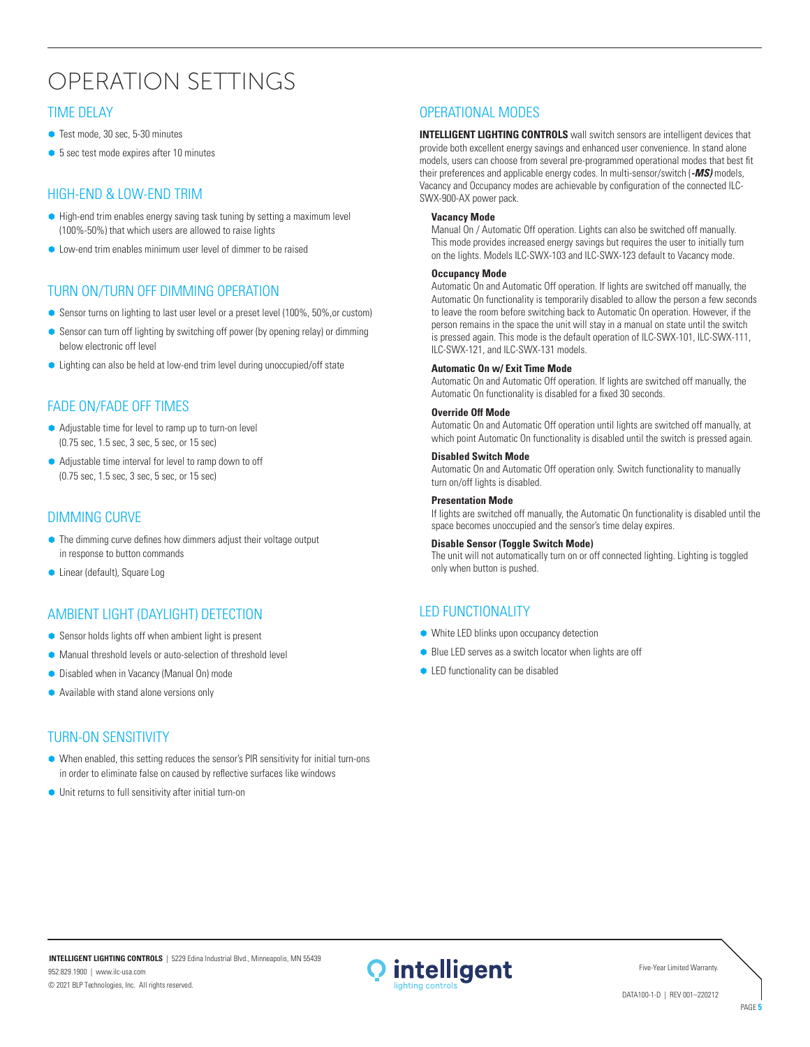# OPERATION SETTINGS

## TIME DELAY

- Test mode, 30 sec, 5-30 minutes
- 5 sec test mode expires after 10 minutes

## HIGH-END & LOW-END TRIM

- High-end trim enables energy saving task tuning by setting a maximum level (100%-50%) that which users are allowed to raise lights
- Low-end trim enables minimum user level of dimmer to be raised

## TURN ON/TURN OFF DIMMING OPERATION

- Sensor turns on lighting to last user level or a preset level (100%, 50%,or custom)
- Sensor can turn off lighting by switching off power (by opening relay) or dimming below electronic off level
- Lighting can also be held at low-end trim level during unoccupied/off state

## FADE ON/FADE OFF TIMES

- Adjustable time for level to ramp up to turn-on level (0.75 sec, 1.5 sec, 3 sec, 5 sec, or 15 sec)
- Adjustable time interval for level to ramp down to off (0.75 sec, 1.5 sec, 3 sec, 5 sec, or 15 sec)

## DIMMING CURVE

- The dimming curve defines how dimmers adjust their voltage output in response to button commands
- Linear (default), Square Log

## AMBIENT LIGHT (DAYLIGHT) DETECTION

- Sensor holds lights off when ambient light is present
- Manual threshold levels or auto-selection of threshold level
- Disabled when in Vacancy (Manual On) mode
- Available with stand alone versions only

## TURN-ON SENSITIVITY

- When enabled, this setting reduces the sensor's PIR sensitivity for initial turn-ons in order to eliminate false on caused by reflective surfaces like windows
- Unit returns to full sensitivity after initial turn-on

## OPERATIONAL MODES

**INTELLIGENT LIGHTING CONTROLS** wall switch sensors are intelligent devices that provide both excellent energy savings and enhanced user convenience. In stand alone models, users can choose from several pre-programmed operational modes that best fit their preferences and applicable energy codes. In multi-sensor/switch (***-MS)*** models, Vacancy and Occupancy modes are achievable by configuration of the connected ILC-SWX-900-AX power pack.

**Vacancy Mode**

Manual On / Automatic Off operation. Lights can also be switched off manually. This mode provides increased energy savings but requires the user to initially turn on the lights. Models ILC-SWX-103 and ILC-SWX-123 default to Vacancy mode.

**Occupancy Mode**

Automatic On and Automatic Off operation. If lights are switched off manually, the Automatic On functionality is temporarily disabled to allow the person a few seconds to leave the room before switching back to Automatic On operation. However, if the person remains in the space the unit will stay in a manual on state until the switch is pressed again. This mode is the default operation of ILC-SWX-101, ILC-SWX-111, ILC-SWX-121, and ILC-SWX-131 models.

**Automatic On w/ Exit Time Mode**

Automatic On and Automatic Off operation. If lights are switched off manually, the Automatic On functionality is disabled for a fixed 30 seconds.

**Override Off Mode**

Automatic On and Automatic Off operation until lights are switched off manually, at which point Automatic On functionality is disabled until the switch is pressed again.

**Disabled Switch Mode**

Automatic On and Automatic Off operation only. Switch functionality to manually turn on/off lights is disabled.

**Presentation Mode**

If lights are switched off manually, the Automatic On functionality is disabled until the space becomes unoccupied and the sensor's time delay expires.

**Disable Sensor (Toggle Switch Mode)**

The unit will not automatically turn on or off connected lighting. Lighting is toggled only when button is pushed.

## LED FUNCTIONALITY

- White LED blinks upon occupancy detection
- Blue LED serves as a switch locator when lights are off
- LED functionality can be disabled